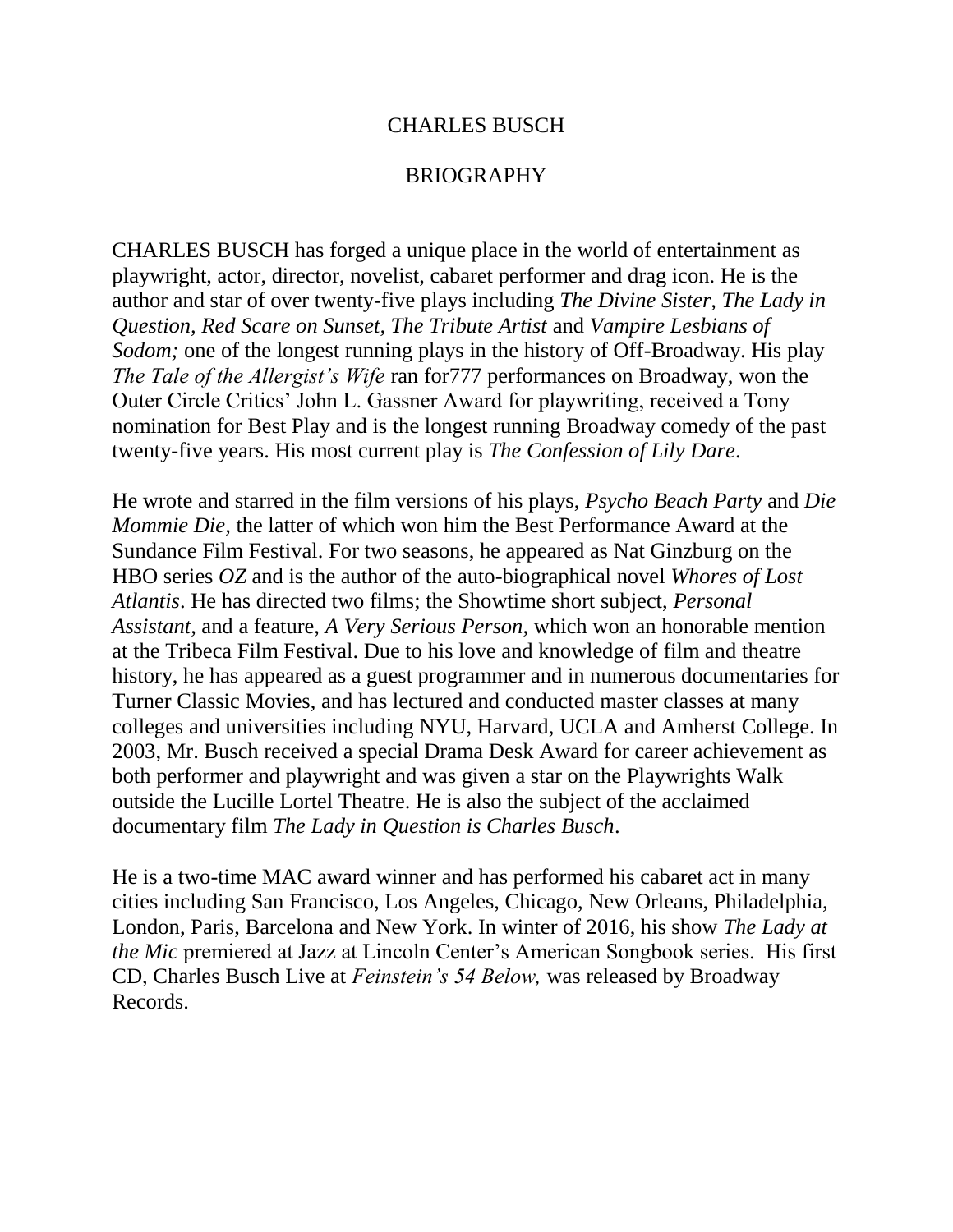# CHARLES BUSCH

## BRIOGRAPHY

CHARLES BUSCH has forged a unique place in the world of entertainment as playwright, actor, director, novelist, cabaret performer and drag icon. He is the author and star of over twenty-five plays including *The Divine Sister, The Lady in Question, Red Scare on Sunset, The Tribute Artist* and *Vampire Lesbians of Sodom;* one of the longest running plays in the history of Off-Broadway. His play *The Tale of the Allergist's Wife* ran for777 performances on Broadway, won the Outer Circle Critics' John L. Gassner Award for playwriting, received a Tony nomination for Best Play and is the longest running Broadway comedy of the past twenty-five years. His most current play is *The Confession of Lily Dare*.

He wrote and starred in the film versions of his plays, *Psycho Beach Party* and *Die Mommie Die,* the latter of which won him the Best Performance Award at the Sundance Film Festival. For two seasons, he appeared as Nat Ginzburg on the HBO series *OZ* and is the author of the auto-biographical novel *Whores of Lost Atlantis*. He has directed two films; the Showtime short subject, *Personal Assistant*, and a feature, *A Very Serious Person*, which won an honorable mention at the Tribeca Film Festival. Due to his love and knowledge of film and theatre history, he has appeared as a guest programmer and in numerous documentaries for Turner Classic Movies, and has lectured and conducted master classes at many colleges and universities including NYU, Harvard, UCLA and Amherst College. In 2003, Mr. Busch received a special Drama Desk Award for career achievement as both performer and playwright and was given a star on the Playwrights Walk outside the Lucille Lortel Theatre. He is also the subject of the acclaimed documentary film *The Lady in Question is Charles Busch*.

He is a two-time MAC award winner and has performed his cabaret act in many cities including San Francisco, Los Angeles, Chicago, New Orleans, Philadelphia, London, Paris, Barcelona and New York. In winter of 2016, his show *The Lady at the Mic* premiered at Jazz at Lincoln Center's American Songbook series. His first CD, Charles Busch Live at *Feinstein's 54 Below,* was released by Broadway Records.